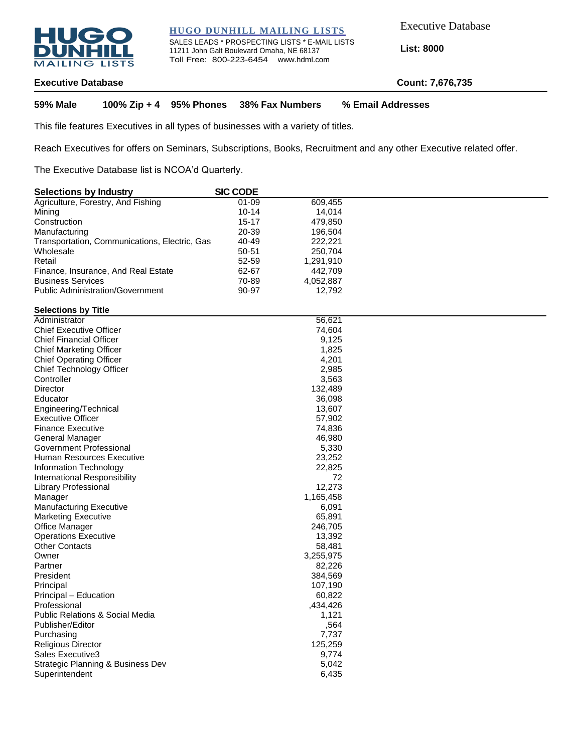HUGO DUNHILL MAILING LISTS

**HUGO DUNHILL MAILING LISTS**

SALES LEADS * PROSPECTING LISTS * E-MAIL LISTS
11211 John Galt Boulevard Omaha, NE 68137
Toll Free: 800-223-6454 www.hdml.com

Executive Database

**List: 8000**

## Executive Database

**Count: 7,676,735**

**59% Male** **100% Zip + 4** **95% Phones** **38% Fax Numbers** **% Email Addresses**

This file features Executives in all types of businesses with a variety of titles.

Reach Executives for offers on Seminars, Subscriptions, Books, Recruitment and any other Executive related offer.

The Executive Database list is NCOA'd Quarterly.

| Selections by Industry | SIC CODE | |
|---|---|---|
| Agriculture, Forestry, And Fishing | 01-09 | 609,455 |
| Mining | 10-14 | 14,014 |
| Construction | 15-17 | 479,850 |
| Manufacturing | 20-39 | 196,504 |
| Transportation, Communications, Electric, Gas | 40-49 | 222,221 |
| Wholesale | 50-51 | 250,704 |
| Retail | 52-59 | 1,291,910 |
| Finance, Insurance, And Real Estate | 62-67 | 442,709 |
| Business Services | 70-89 | 4,052,887 |
| Public Administration/Government | 90-97 | 12,792 |

| Selections by Title | |
|---|---|
| Administrator | 56,621 |
| Chief Executive Officer | 74,604 |
| Chief Financial Officer | 9,125 |
| Chief Marketing Officer | 1,825 |
| Chief Operating Officer | 4,201 |
| Chief Technology Officer | 2,985 |
| Controller | 3,563 |
| Director | 132,489 |
| Educator | 36,098 |
| Engineering/Technical | 13,607 |
| Executive Officer | 57,902 |
| Finance Executive | 74,836 |
| General Manager | 46,980 |
| Government Professional | 5,330 |
| Human Resources Executive | 23,252 |
| Information Technology | 22,825 |
| International Responsibility | 72 |
| Library Professional | 12,273 |
| Manager | 1,165,458 |
| Manufacturing Executive | 6,091 |
| Marketing Executive | 65,891 |
| Office Manager | 246,705 |
| Operations Executive | 13,392 |
| Other Contacts | 58,481 |
| Owner | 3,255,975 |
| Partner | 82,226 |
| President | 384,569 |
| Principal | 107,190 |
| Principal – Education | 60,822 |
| Professional | ,434,426 |
| Public Relations & Social Media | 1,121 |
| Publisher/Editor | ,564 |
| Purchasing | 7,737 |
| Religious Director | 125,259 |
| Sales Executive3 | 9,774 |
| Strategic Planning & Business Dev | 5,042 |
| Superintendent | 6,435 |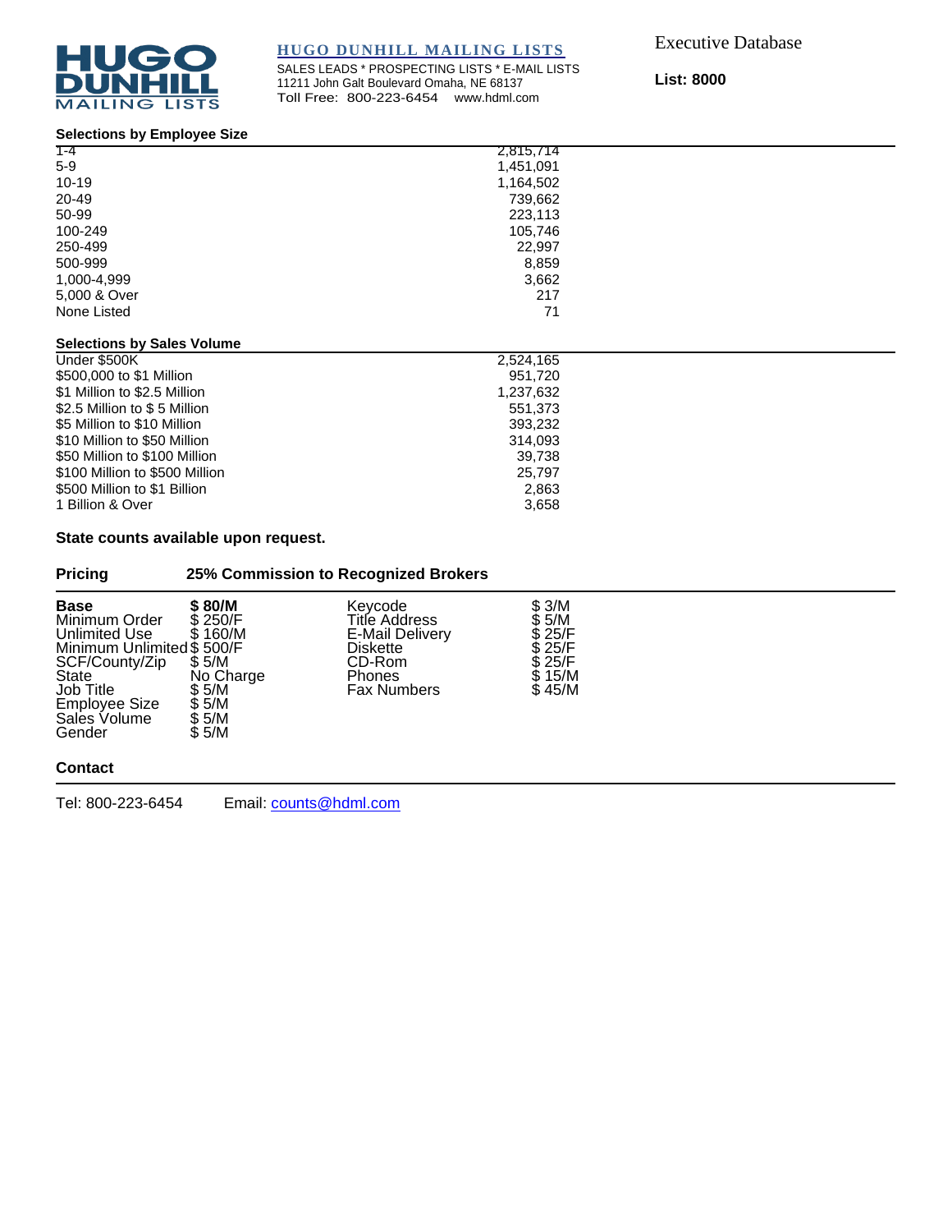HUGO DUNHILL MAILING LISTS

HUGO DUNHILL MAILING LISTS

SALES LEADS * PROSPECTING LISTS * E-MAIL LISTS
11211 John Galt Boulevard Omaha, NE 68137
Toll Free: 800-223-6454 www.hdml.com

Executive Database

**List: 8000**

**Selections by Employee Size**

| | |
|---|---|
| 1-4 | 2,815,714 |
| 5-9 | 1,451,091 |
| 10-19 | 1,164,502 |
| 20-49 | 739,662 |
| 50-99 | 223,113 |
| 100-249 | 105,746 |
| 250-499 | 22,997 |
| 500-999 | 8,859 |
| 1,000-4,999 | 3,662 |
| 5,000 & Over | 217 |
| None Listed | 71 |

**Selections by Sales Volume**

| | |
|---|---|
| Under $500K | 2,524,165 |
| $500,000 to $1 Million | 951,720 |
| $1 Million to $2.5 Million | 1,237,632 |
| $2.5 Million to $ 5 Million | 551,373 |
| $5 Million to $10 Million | 393,232 |
| $10 Million to $50 Million | 314,093 |
| $50 Million to $100 Million | 39,738 |
| $100 Million to $500 Million | 25,797 |
| $500 Million to $1 Billion | 2,863 |
| 1 Billion & Over | 3,658 |

**State counts available upon request.**

**Pricing** **25% Commission to Recognized Brokers**

| | | | |
|---|---|---|---|
| **Base** | **$ 80/M** | Keycode | $ 3/M |
| Minimum Order | $ 250/F | Title Address | $ 5/M |
| Unlimited Use | $ 160/M | E-Mail Delivery | $ 25/F |
| Minimum Unlimited | $ 500/F | Diskette | $ 25/F |
| SCF/County/Zip | $ 5/M | CD-Rom | $ 25/F |
| State | No Charge | Phones | $ 15/M |
| Job Title | $ 5/M | Fax Numbers | $ 45/M |
| Employee Size | $ 5/M | | |
| Sales Volume | $ 5/M | | |
| Gender | $ 5/M | | |

**Contact**

Tel: 800-223-6454 Email: counts@hdml.com